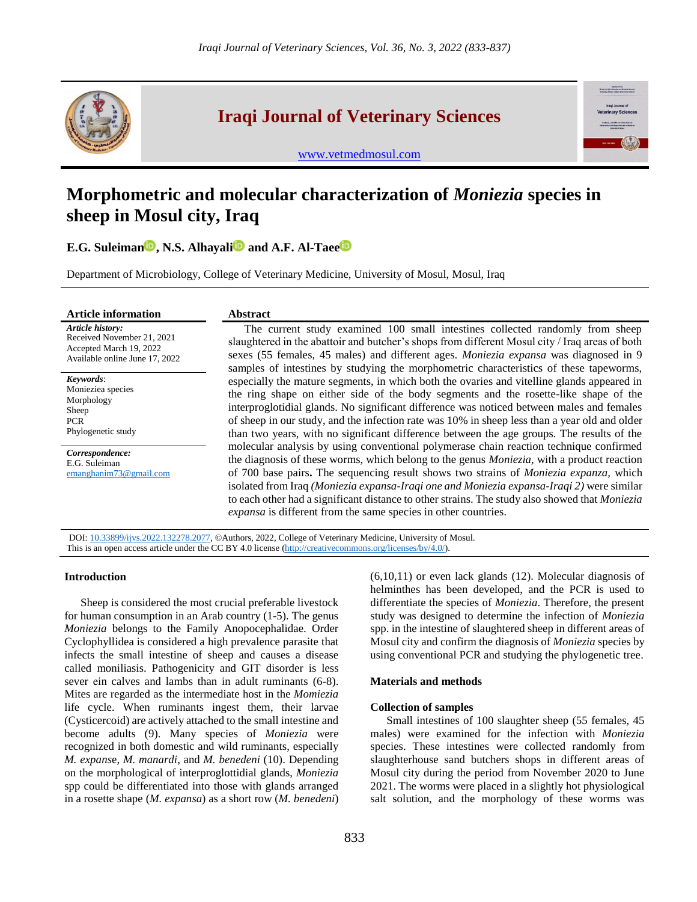# Morphometric and molecular characterization of *Moniezia* species in sheep in Mosul city, Iraq

**E.G. Suleiman, N.S. Alhayali and A.F. Al-Taee**

Department of Microbiology, College of Veterinary Medicine, University of Mosul, Mosul, Iraq

**Article information**

***Article history:***
Received November 21, 2021
Accepted March 19, 2022
Available online June 17, 2022

***Keywords***:
Monieziea species
Morphology
Sheep
PCR
Phylogenetic study

***Correspondence:***
E.G. Suleiman
emanghanim73@gmail.com

**Abstract**

The current study examined 100 small intestines collected randomly from sheep slaughtered in the abattoir and butcher's shops from different Mosul city / Iraq areas of both sexes (55 females, 45 males) and different ages. *Moniezia expansa* was diagnosed in 9 samples of intestines by studying the morphometric characteristics of these tapeworms, especially the mature segments, in which both the ovaries and vitelline glands appeared in the ring shape on either side of the body segments and the rosette-like shape of the interproglotidial glands. No significant difference was noticed between males and females of sheep in our study, and the infection rate was 10% in sheep less than a year old and older than two years, with no significant difference between the age groups. The results of the molecular analysis by using conventional polymerase chain reaction technique confirmed the diagnosis of these worms, which belong to the genus *Moniezia*, with a product reaction of 700 base pairs**.** The sequencing result shows two strains of *Moniezia expanza*, which isolated from Iraq *(Moniezia expansa-Iraqi one and Moniezia expansa-Iraqi 2)* were similar to each other had a significant distance to other strains. The study also showed that *Moniezia expansa* is different from the same species in other countries.

DOI: 10.33899/ijvs.2022.132278.2077, ©Authors, 2022, College of Veterinary Medicine, University of Mosul.
This is an open access article under the CC BY 4.0 license (http://creativecommons.org/licenses/by/4.0/).

## Introduction

Sheep is considered the most crucial preferable livestock for human consumption in an Arab country (1-5). The genus *Moniezia* belongs to the Family Anopocephalidae. Order Cyclophyllidea is considered a high prevalence parasite that infects the small intestine of sheep and causes a disease called moniliasis. Pathogenicity and GIT disorder is less sever ein calves and lambs than in adult ruminants (6-8). Mites are regarded as the intermediate host in the *Momiezia* life cycle. When ruminants ingest them, their larvae (Cysticercoid) are actively attached to the small intestine and become adults (9). Many species of *Moniezia* were recognized in both domestic and wild ruminants, especially *M. expanse*, *M. manardi*, and *M. benedeni* (10). Depending on the morphological of interproglottidial glands, *Moniezia* spp could be differentiated into those with glands arranged in a rosette shape (*M. expansa*) as a short row (*M. benedeni*) (6,10,11) or even lack glands (12). Molecular diagnosis of helminthes has been developed, and the PCR is used to differentiate the species of *Moniezia*. Therefore, the present study was designed to determine the infection of *Moniezia* spp. in the intestine of slaughtered sheep in different areas of Mosul city and confirm the diagnosis of *Moniezia* species by using conventional PCR and studying the phylogenetic tree.

## Materials and methods

### Collection of samples

Small intestines of 100 slaughter sheep (55 females, 45 males) were examined for the infection with *Moniezia* species. These intestines were collected randomly from slaughterhouse sand butchers shops in different areas of Mosul city during the period from November 2020 to June 2021. The worms were placed in a slightly hot physiological salt solution, and the morphology of these worms was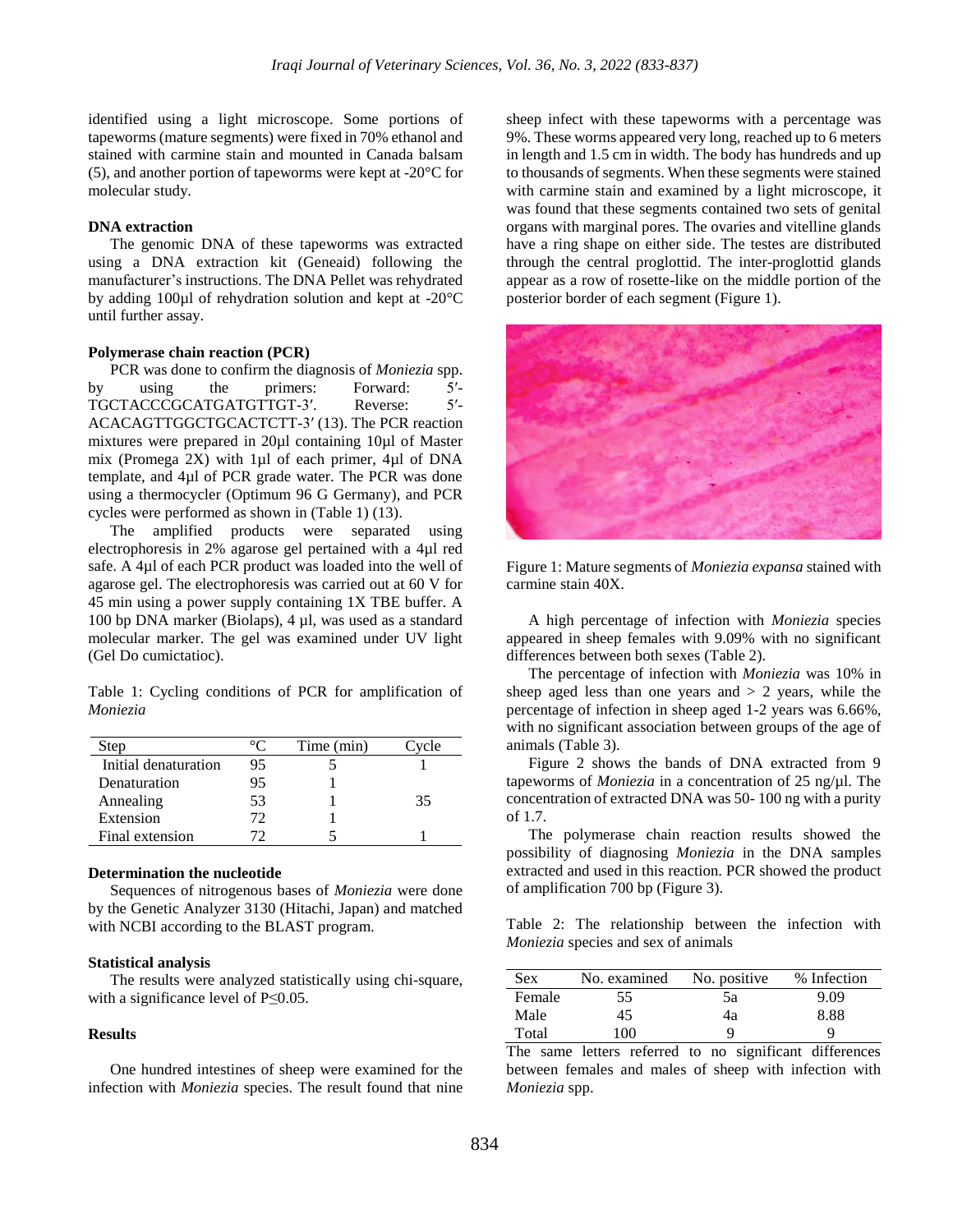identified using a light microscope. Some portions of tapeworms (mature segments) were fixed in 70% ethanol and stained with carmine stain and mounted in Canada balsam (5), and another portion of tapeworms were kept at -20°C for molecular study.

#### DNA extraction

The genomic DNA of these tapeworms was extracted using a DNA extraction kit (Geneaid) following the manufacturer's instructions. The DNA Pellet was rehydrated by adding 100µl of rehydration solution and kept at -20°C until further assay.

#### Polymerase chain reaction (PCR)

PCR was done to confirm the diagnosis of *Moniezia* spp. by using the primers: Forward: 5′-TGCTACCCGCATGATGTTGT-3′. Reverse: 5′-ACACAGTTGGCTGCACTCTT-3′ (13). The PCR reaction mixtures were prepared in 20µl containing 10µl of Master mix (Promega 2X) with 1µl of each primer, 4µl of DNA template, and 4µl of PCR grade water. The PCR was done using a thermocycler (Optimum 96 G Germany), and PCR cycles were performed as shown in (Table 1) (13).

The amplified products were separated using electrophoresis in 2% agarose gel pertained with a 4µl red safe. A 4µl of each PCR product was loaded into the well of agarose gel. The electrophoresis was carried out at 60 V for 45 min using a power supply containing 1X TBE buffer. A 100 bp DNA marker (Biolaps), 4 µl, was used as a standard molecular marker. The gel was examined under UV light (Gel Do cumictatioc).

Table 1: Cycling conditions of PCR for amplification of *Moniezia*

| Step | °C | Time (min) | Cycle |
|---|---|---|---|
| Initial denaturation | 95 | 5 | 1 |
| Denaturation | 95 | 1 | |
| Annealing | 53 | 1 | 35 |
| Extension | 72 | 1 | |
| Final extension | 72 | 5 | 1 |

#### Determination the nucleotide

Sequences of nitrogenous bases of *Moniezia* were done by the Genetic Analyzer 3130 (Hitachi, Japan) and matched with NCBI according to the BLAST program.

#### Statistical analysis

The results were analyzed statistically using chi-square, with a significance level of $P \leq 0.05$.

## Results

One hundred intestines of sheep were examined for the infection with *Moniezia* species. The result found that nine sheep infect with these tapeworms with a percentage was 9%. These worms appeared very long, reached up to 6 meters in length and 1.5 cm in width. The body has hundreds and up to thousands of segments. When these segments were stained with carmine stain and examined by a light microscope, it was found that these segments contained two sets of genital organs with marginal pores. The ovaries and vitelline glands have a ring shape on either side. The testes are distributed through the central proglottid. The inter-proglottid glands appear as a row of rosette-like on the middle portion of the posterior border of each segment (Figure 1).

Figure 1: Mature segments of *Moniezia expansa* stained with carmine stain 40X.

A high percentage of infection with *Moniezia* species appeared in sheep females with 9.09% with no significant differences between both sexes (Table 2).

The percentage of infection with *Moniezia* was 10% in sheep aged less than one years and > 2 years, while the percentage of infection in sheep aged 1-2 years was 6.66%, with no significant association between groups of the age of animals (Table 3).

Figure 2 shows the bands of DNA extracted from 9 tapeworms of *Moniezia* in a concentration of 25 ng/µl. The concentration of extracted DNA was 50- 100 ng with a purity of 1.7.

The polymerase chain reaction results showed the possibility of diagnosing *Moniezia* in the DNA samples extracted and used in this reaction. PCR showed the product of amplification 700 bp (Figure 3).

Table 2: The relationship between the infection with *Moniezia* species and sex of animals

| Sex | No. examined | No. positive | % Infection |
|---|---|---|---|
| Female | 55 | 5a | 9.09 |
| Male | 45 | 4a | 8.88 |
| Total | 100 | 9 | 9 |

The same letters referred to no significant differences between females and males of sheep with infection with *Moniezia* spp.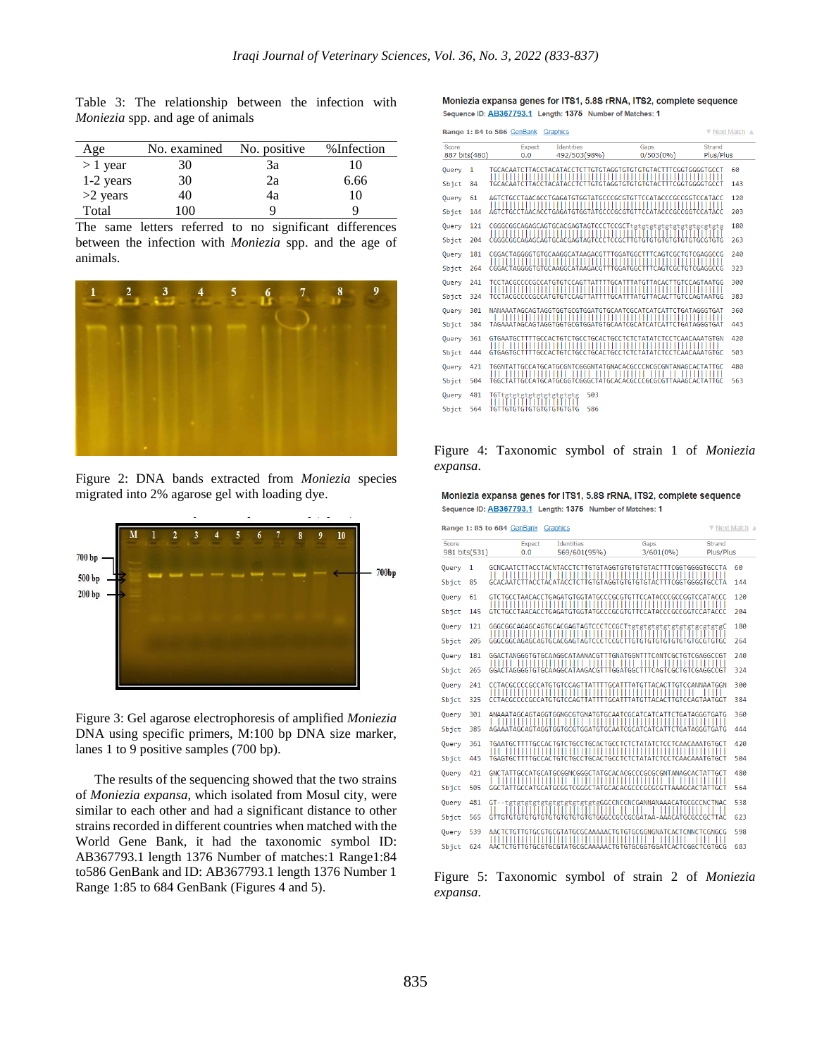Table 3: The relationship between the infection with *Moniezia* spp. and age of animals

| Age | No. examined | No. positive | %Infection |
|---|---|---|---|
| > 1 year | 30 | 3a | 10 |
| 1-2 years | 30 | 2a | 6.66 |
| >2 years | 40 | 4a | 10 |
| Total | 100 | 9 | 9 |

The same letters referred to no significant differences between the infection with *Moniezia* spp. and the age of animals.

Figure 2: DNA bands extracted from *Moniezia* species migrated into 2% agarose gel with loading dye.

Figure 3: Gel agarose electrophoresis of amplified *Moniezia* DNA using specific primers, M:100 bp DNA size marker, lanes 1 to 9 positive samples (700 bp).

The results of the sequencing showed that the two strains of *Moniezia expansa*, which isolated from Mosul city, were similar to each other and had a significant distance to other strains recorded in different countries when matched with the World Gene Bank, it had the taxonomic symbol ID: AB367793.1 length 1376 Number of matches:1 Range1:84 to586 GenBank and ID: AB367793.1 length 1376 Number 1 Range 1:85 to 684 GenBank (Figures 4 and 5).

Figure 4: Taxonomic symbol of strain 1 of *Moniezia expansa*.

Figure 5: Taxonomic symbol of strain 2 of *Moniezia expansa*.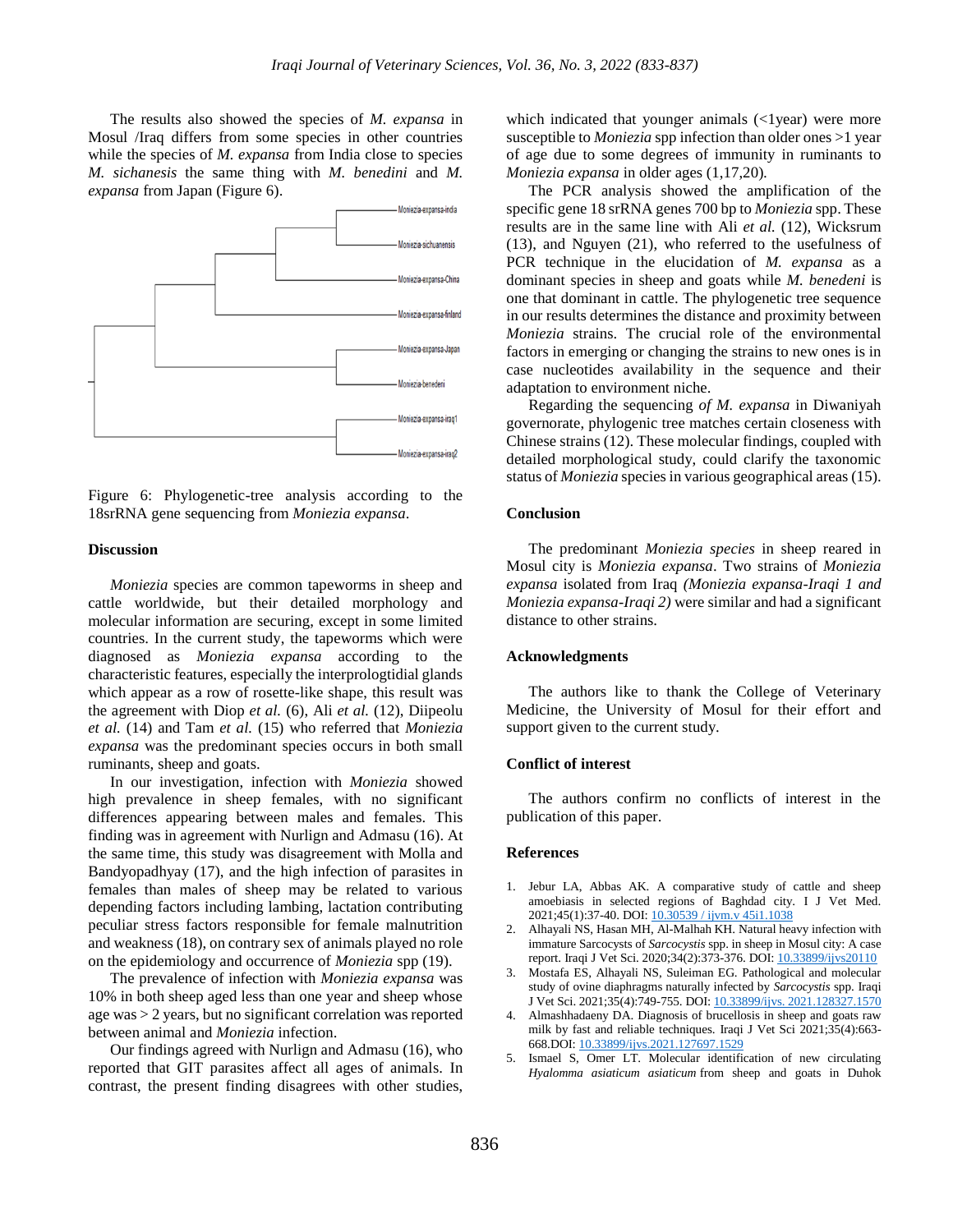The results also showed the species of *M. expansa* in Mosul /Iraq differs from some species in other countries while the species of *M. expansa* from India close to species *M. sichanesis* the same thing with *M. benedini* and *M. expansa* from Japan (Figure 6).

Figure 6: Phylogenetic-tree analysis according to the 18srRNA gene sequencing from *Moniezia expansa*.

## Discussion

*Moniezia* species are common tapeworms in sheep and cattle worldwide, but their detailed morphology and molecular information are securing, except in some limited countries. In the current study, the tapeworms which were diagnosed as *Moniezia expansa* according to the characteristic features, especially the interproglotidial glands which appear as a row of rosette-like shape, this result was the agreement with Diop *et al.* (6), Ali *et al.* (12), Diipeolu *et al.* (14) and Tam *et al.* (15) who referred that *Moniezia expansa* was the predominant species occurs in both small ruminants, sheep and goats.

In our investigation, infection with *Moniezia* showed high prevalence in sheep females, with no significant differences appearing between males and females. This finding was in agreement with Nurlign and Admasu (16). At the same time, this study was disagreement with Molla and Bandyopadhyay (17), and the high infection of parasites in females than males of sheep may be related to various depending factors including lambing, lactation contributing peculiar stress factors responsible for female malnutrition and weakness (18), on contrary sex of animals played no role on the epidemiology and occurrence of *Moniezia* spp (19).

The prevalence of infection with *Moniezia expansa* was 10% in both sheep aged less than one year and sheep whose age was > 2 years, but no significant correlation was reported between animal and *Moniezia* infection.

Our findings agreed with Nurlign and Admasu (16), who reported that GIT parasites affect all ages of animals. In contrast, the present finding disagrees with other studies, which indicated that younger animals (<1year) were more susceptible to *Moniezia* spp infection than older ones >1 year of age due to some degrees of immunity in ruminants to *Moniezia expansa* in older ages (1,17,20).

The PCR analysis showed the amplification of the specific gene 18 srRNA genes 700 bp to *Moniezia* spp. These results are in the same line with Ali *et al.* (12), Wicksrum (13), and Nguyen (21), who referred to the usefulness of PCR technique in the elucidation of *M. expansa* as a dominant species in sheep and goats while *M. benedeni* is one that dominant in cattle. The phylogenetic tree sequence in our results determines the distance and proximity between *Moniezia* strains. The crucial role of the environmental factors in emerging or changing the strains to new ones is in case nucleotides availability in the sequence and their adaptation to environment niche.

Regarding the sequencing *of M. expansa* in Diwaniyah governorate, phylogenic tree matches certain closeness with Chinese strains (12). These molecular findings, coupled with detailed morphological study, could clarify the taxonomic status of *Moniezia* species in various geographical areas (15).

## Conclusion

The predominant *Moniezia species* in sheep reared in Mosul city is *Moniezia expansa*. Two strains of *Moniezia expansa* isolated from Iraq *(Moniezia expansa-Iraqi 1 and Moniezia expansa-Iraqi 2)* were similar and had a significant distance to other strains.

## Acknowledgments

The authors like to thank the College of Veterinary Medicine, the University of Mosul for their effort and support given to the current study.

## Conflict of interest

The authors confirm no conflicts of interest in the publication of this paper.

## References

1. Jebur LA, Abbas AK. A comparative study of cattle and sheep amoebiasis in selected regions of Baghdad city. I J Vet Med. 2021;45(1):37-40. DOI: 10.30539 / ijvm.v 45i1.1038
2. Alhayali NS, Hasan MH, Al-Malhah KH. Natural heavy infection with immature Sarcocysts of *Sarcocystis* spp. in sheep in Mosul city: A case report. Iraqi J Vet Sci. 2020;34(2):373-376. DOI: 10.33899/ijvs20110
3. Mostafa ES, Alhayali NS, Suleiman EG. Pathological and molecular study of ovine diaphragms naturally infected by *Sarcocystis* spp. Iraqi J Vet Sci. 2021;35(4):749-755. DOI: 10.33899/ijvs. 2021.128327.1570
4. Almashhadaeny DA. Diagnosis of brucellosis in sheep and goats raw milk by fast and reliable techniques. Iraqi J Vet Sci 2021;35(4):663-668.DOI: 10.33899/ijvs.2021.127697.1529
5. Ismael S, Omer LT. Molecular identification of new circulating *Hyalomma asiaticum asiaticum* from sheep and goats in Duhok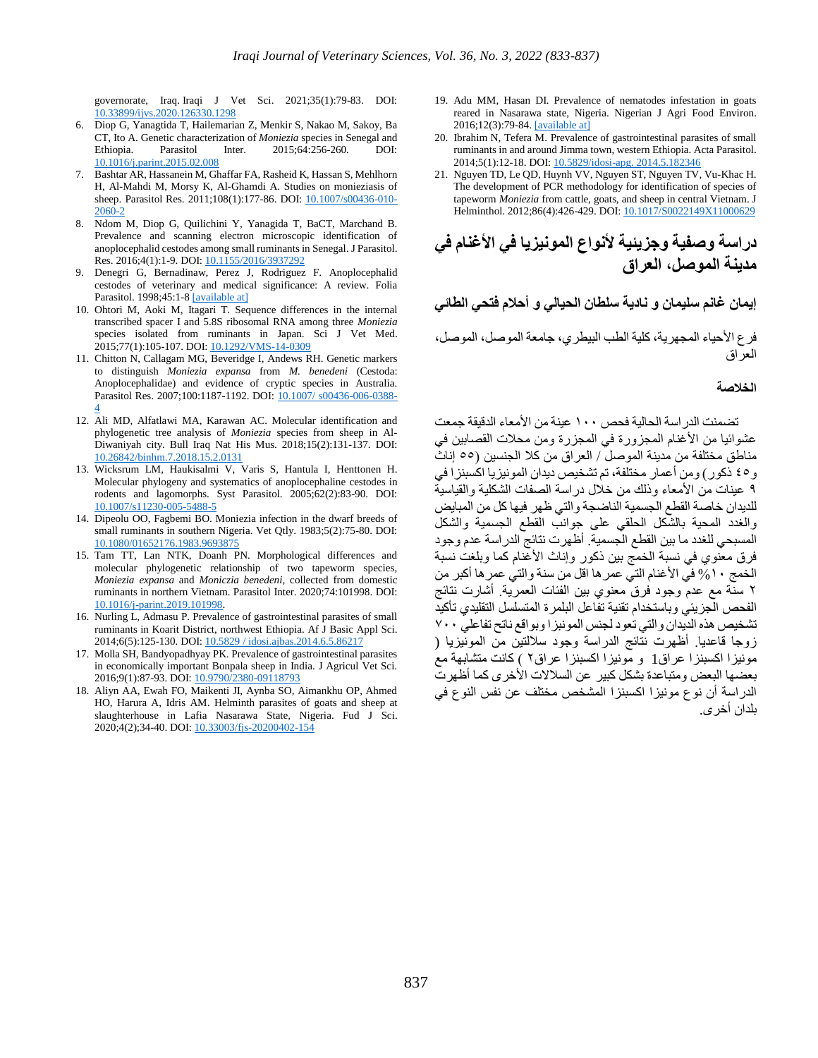governorate, Iraq. Iraqi J Vet Sci. 2021;35(1):79-83. DOI: 10.33899/ijvs.2020.126330.1298

6. Diop G, Yanagtida T, Hailemarian Z, Menkir S, Nakao M, Sakoy, Ba CT, Ito A. Genetic characterization of *Moniezia* species in Senegal and Ethiopia. Parasitol Inter. 2015;64:256-260. DOI: 10.1016/j.parint.2015.02.008
7. Bashtar AR, Hassanein M, Ghaffar FA, Rasheid K, Hassan S, Mehlhorn H, Al-Mahdi M, Morsy K, Al-Ghamdi A. Studies on monieziasis of sheep. Parasitol Res. 2011;108(1):177-86. DOI: 10.1007/s00436-010-2060-2
8. Ndom M, Diop G, Quilichini Y, Yanagida T, BaCT, Marchand B. Prevalence and scanning electron microscopic identification of anoplocephalid cestodes among small ruminants in Senegal. J Parasitol. Res. 2016;4(1):1-9. DOI: 10.1155/2016/3937292
9. Denegri G, Bernadinaw, Perez J, Rodriguez F. Anoplocephalid cestodes of veterinary and medical significance: A review. Folia Parasitol. 1998;45:1-8 [available at]
10. Ohtori M, Aoki M, Itagari T. Sequence differences in the internal transcribed spacer I and 5.8S ribosomal RNA among three *Moniezia* species isolated from ruminants in Japan. Sci J Vet Med. 2015;77(1):105-107. DOI: 10.1292/VMS-14-0309
11. Chitton N, Callagam MG, Beveridge I, Andews RH. Genetic markers to distinguish *Moniezia expansa* from *M. benedeni* (Cestoda: Anoplocephalidae) and evidence of cryptic species in Australia. Parasitol Res. 2007;100:1187-1192. DOI: 10.1007/ s00436-006-0388-4
12. Ali MD, Alfatlawi MA, Karawan AC. Molecular identification and phylogenetic tree analysis of *Moniezia* species from sheep in Al-Diwaniyah city. Bull Iraq Nat His Mus. 2018;15(2):131-137. DOI: 10.26842/binhm.7.2018.15.2.0131
13. Wicksrum LM, Haukisalmi V, Varis S, Hantula J, Henttonen H. Molecular phylogeny and systematics of anoplocephaline cestodes in rodents and lagomorphs. Syst Parasitol. 2005;62(2):83-90. DOI: 10.1007/s11230-005-5488-5
14. Dipeolu OO, Fagbemi BO. Moniezia infection in the dwarf breeds of small ruminants in southern Nigeria. Vet Qtly. 1983;5(2):75-80. DOI: 10.1080/01652176.1983.9693875
15. Tam TT, Lan NTK, Doanh PN. Morphological differences and molecular phylogenetic relationship of two tapeworm species, *Moniezia expansa* and *Moniczia benedeni*, collected from domestic ruminants in northern Vietnam. Parasitol Inter. 2020;74:101998. DOI: 10.1016/j-parint.2019.101998.
16. Nurling L, Admasu P. Prevalence of gastrointestinal parasites of small ruminants in Koarit District, northwest Ethiopia. Af J Basic Appl Sci. 2014;6(5):125-130. DOI: 10.5829 / idosi.ajbas.2014.6.5.86217
17. Molla SH, Bandyopadhyay PK. Prevalence of gastrointestinal parasites in economically important Bonpala sheep in India. J Agricul Vet Sci. 2016;9(1):87-93. DOI: 10.9790/2380-09118793
18. Aliyn AA, Ewah FO, Maikenti JI, Aynba SO, Aimankhu OP, Ahmed HO, Harura A, Idris AM. Helminth parasites of goats and sheep at slaughterhouse in Lafia Nasarawa State, Nigeria. Fud J Sci. 2020;4(2);34-40. DOI: 10.33003/fjs-20200402-154
19. Adu MM, Hasan DI. Prevalence of nematodes infestation in goats reared in Nasarawa state, Nigeria. Nigerian J Agri Food Environ. 2016;12(3):79-84. [available at]
20. Ibrahim N, Tefera M. Prevalence of gastrointestinal parasites of small ruminants in and around Jimma town, western Ethiopia. Acta Parasitol. 2014;5(1):12-18. DOI: 10.5829/idosi-apg. 2014.5.182346
21. Nguyen TD, Le QD, Huynh VV, Nguyen ST, Nguyen TV, Vu-Khac H. The development of PCR methodology for identification of species of tapeworm *Moniezia* from cattle, goats, and sheep in central Vietnam. J Helminthol. 2012;86(4):426-429. DOI: 10.1017/S0022149X11000629

# دراسة وصفية وجزيئية لأنواع المونيزيا في الأغنام في مدينة الموصل، العراق

**إيمان غانم سليمان و نادية سلطان الحيالي و أحلام فتحي الطائي**

فرع الأحياء المجهرية، كلية الطب البيطري، جامعة الموصل، الموصل، العراق

## الخلاصة

تضمنت الدراسة الحالية فحص ١٠٠ عينة من الأمعاء الدقيقة جمعت عشوائيا من الأغنام المجزورة في المجزرة ومن محلات القصابين في مناطق مختلفة من مدينة الموصل / العراق من كلا الجنسين (٥٥ إناث و٤٥ ذكور) ومن أعمار مختلفة، تم تشخيص ديدان المونيزيا اكسبنزا في ٩ عينات من الأمعاء وذلك من خلال دراسة الصفات الشكلية والقياسية للديدان خاصة القطع الجسمية الناضجة والتي ظهر فيها كل من المبايض والغدد المحية بالشكل الحلقي على جوانب القطع الجسمية والشكل المسبحي للغدد ما بين القطع الجسمية. أظهرت نتائج الدراسة عدم وجود فرق معنوي في نسبة الخمج بين ذكور وإناث الأغنام كما وبلغت نسبة الخمج ١٠% في الأغنام التي عمرها اقل من سنة والتي عمرها أكبر من ٢ سنة مع عدم وجود فرق معنوي بين الفئات العمرية. أشارت نتائج الفحص الجزيئي وباستخدام تقنية تفاعل البلمرة المتسلسل التقليدي تأكيد تشخيص هذه الديدان والتي تعود لجنس المونيزا وبواقع ناتج تفاعلي ٧٠٠ زوجا قاعديا. أظهرت نتائج الدراسة وجود سلالتين من المونيزيا ( مونيزا اكسبنزا عراق1 و مونيزا اكسبنزا عراق٢ ) كانت متشابهة مع بعضها البعض ومتباعدة بشكل كبير عن السلالات الأخرى كما أظهرت الدراسة أن نوع مونيزا اكسبنزا المشخص مختلف عن نفس النوع في بلدان أخرى.